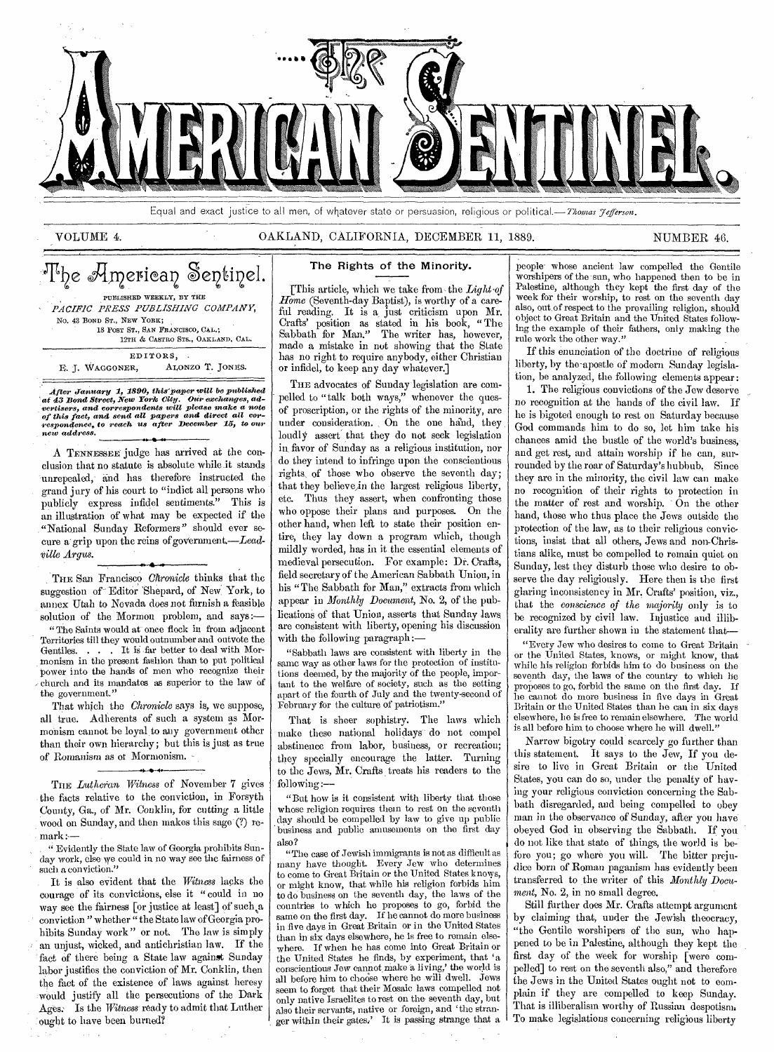# The American Sentinel.

Equal and exact justice to all men, of whatever state or persuasion, religious or political.—*Thomas Jefferson.*

VOLUME 4. OAKLAND, CALIFORNIA, DECEMBER 11, 1889. NUMBER 46.

## The American Sentinel.

PUBLISHED WEEKLY, BY THE
*PACIFIC PRESS PUBLISHING COMPANY,*
No. 43 BOND ST., NEW YORK;
18 POST ST., SAN FRANCISCO, CAL.;
12TH & CASTRO STS., OAKLAND, CAL.

EDITORS,
E. J. WAGGONER, ALONZO T. JONES.

*After January 1, 1890, this paper will be published at 43 Bond Street, New York City. Our exchanges, advertisers, and correspondents will please make a note of this fact, and send all papers and direct all correspondence, to reach us after December 15, to our new address.*

A TENNESSEE judge has arrived at the conclusion that no statute is absolute while it stands unrepealed, and has therefore instructed the grand jury of his court to "indict all persons who publicly express infidel sentiments." This is an illustration of what may be expected if the "National Sunday Reformers" should ever secure a grip upon the reins of government.—*Leadville Argus.*

THE San Francisco *Chronicle* thinks that the suggestion of Editor Shepard, of New York, to annex Utah to Nevada does not furnish a feasible solution of the Mormon problem, and says:—

"The Saints would at once flock in from adjacent Territories till they would outnumber and outvote the Gentiles. . . . It is far better to deal with Mormonism in the present fashion than to put political power into the hands of men who recognize their church and its mandates as superior to the law of the government."

That which the *Chronicle* says is, we suppose, all true. Adherents of such a system as Mormonism cannot be loyal to any government other than their own hierarchy; but this is just as true of Romanism as of Mormonism.

THE *Lutheran Witness* of November 7 gives the facts relative to the conviction, in Forsyth County, Ga., of Mr. Conklin, for cutting a little wood on Sunday, and then makes this sage (?) remark:—

"Evidently the State law of Georgia prohibits Sunday work, else we could in no way see the fairness of such a conviction."

It is also evident that the *Witness* lacks the courage of its convictions, else it "could in no way see the fairness [or justice at least] of such a conviction" whether "the State law of Georgia prohibits Sunday work" or not. The law is simply an unjust, wicked, and antichristian law. If the fact of there being a State law against Sunday labor justifies the conviction of Mr. Conklin, then the fact of the existence of laws against heresy would justify all the persecutions of the Dark Ages. Is the *Witness* ready to admit that Luther ought to have been burned?

## The Rights of the Minority.

[This article, which we take from the *Light of Home* (Seventh-day Baptist), is worthy of a careful reading. It is a just criticism upon Mr. Crafts' position as stated in his book, "The Sabbath for Man." The writer has, however, made a mistake in not showing that the State has no right to require anybody, either Christian or infidel, to keep any day whatever.]

THE advocates of Sunday legislation are compelled to "talk both ways," whenever the question of proscription, or the rights of the minority, are under consideration. On the one hand, they loudly assert that they do not seek legislation in favor of Sunday as a religious institution, nor do they intend to infringe upon the conscientious rights of those who observe the seventh day; that they believe in the largest religious liberty, etc. Thus they assert, when confronting those who oppose their plans and purposes. On the other hand, when left to state their position entire, they lay down a program which, though mildly worded, has in it the essential elements of medieval persecution. For example: Dr. Crafts, field secretary of the American Sabbath Union, in his "The Sabbath for Man," extracts from which appear in *Monthly Document*, No. 2, of the publications of that Union, asserts that Sunday laws are consistent with liberty, opening his discussion with the following paragraph:—

"Sabbath laws are consistent with liberty in the same way as other laws for the protection of institutions deemed, by the majority of the people, important to the welfare of society, such as the setting apart of the fourth of July and the twenty-second of February for the culture of patriotism."

That is sheer sophistry. The laws which make these national holidays do not compel abstinence from labor, business, or recreation; they specially encourage the latter. Turning to the Jews, Mr. Crafts treats his readers to the following:—

"But how is it consistent with liberty that those whose religion requires them to rest on the seventh day should be compelled by law to give up public business and public amusements on the first day also?

"The case of Jewish immigrants is not as difficult as many have thought. Every Jew who determines to come to Great Britain or the United States knows, or might know, that while his religion forbids him to do business on the seventh day, the laws of the countries to which he proposes to go, forbid the same on the first day. If he cannot do more business in five days in Great Britain or in the United States than in six days elsewhere, he is free to remain elsewhere. If when he has come into Great Britain or the United States he finds, by experiment, that 'a conscientious Jew cannot make a living,' the world is all before him to choose where he will dwell. Jews seem to forget that their Mosaic laws compelled not only native Israelites to rest on the seventh day, but also their servants, native or foreign, and 'the stranger within their gates.' It is passing strange that a people whose ancient law compelled the Gentile worshipers of the sun, who happened then to be in Palestine, although they kept the first day of the week for their worship, to rest on the seventh day also, out of respect to the prevailing religion, should object to Great Britain and the United States following the example of their fathers, only making the rule work the other way."

If this enunciation of the doctrine of religious liberty, by the apostle of modern Sunday legislation, be analyzed, the following elements appear:

1. The religious convictions of the Jew deserve no recognition at the hands of the civil law. If he is bigoted enough to rest on Saturday because God commands him to do so, let him take his chances amid the bustle of the world's business, and get rest, and attain worship if he can, surrounded by the roar of Saturday's hubbub. Since they are in the minority, the civil law can make no recognition of their rights to protection in the matter of rest and worship. On the other hand, those who thus place the Jews outside the protection of the law, as to their religious convictions, insist that all others, Jews and non-Christians alike, must be compelled to remain quiet on Sunday, lest they disturb those who desire to observe the day religiously. Here then is the first glaring inconsistency in Mr. Crafts' position, viz., that the *conscience of the majority* only is to be recognized by civil law. Injustice and illiberality are further shown in the statement that—

"Every Jew who desires to come to Great Britain or the United States, knows, or might know, that while his religion forbids him to do business on the seventh day, the laws of the country to which he proposes to go, forbid the same on the first day. If he cannot do more business in five days in Great Britain or the United States than he can in six days elsewhere, he is free to remain elsewhere. The world is all before him to choose where he will dwell."

Narrow bigotry could scarcely go further than this statement. It says to the Jew, If you desire to live in Great Britain or the United States, you can do so, under the penalty of having your religious conviction concerning the Sabbath disregarded, and being compelled to obey man in the observance of Sunday, after you have obeyed God in observing the Sabbath. If you do not like that state of things, the world is before you; go where you will. The bitter prejudice born of Roman paganism has evidently been transferred to the writer of this *Monthly Document*, No. 2, in no small degree.

Still further does Mr. Crafts attempt argument by claiming that, under the Jewish theocracy, "the Gentile worshipers of the sun, who happened to be in Palestine, although they kept the first day of the week for worship [were compelled] to rest on the seventh also," and therefore the Jews in the United States ought not to complain if they are compelled to keep Sunday. That is illiberalism worthy of Russian despotism. To make legislations concerning religious liberty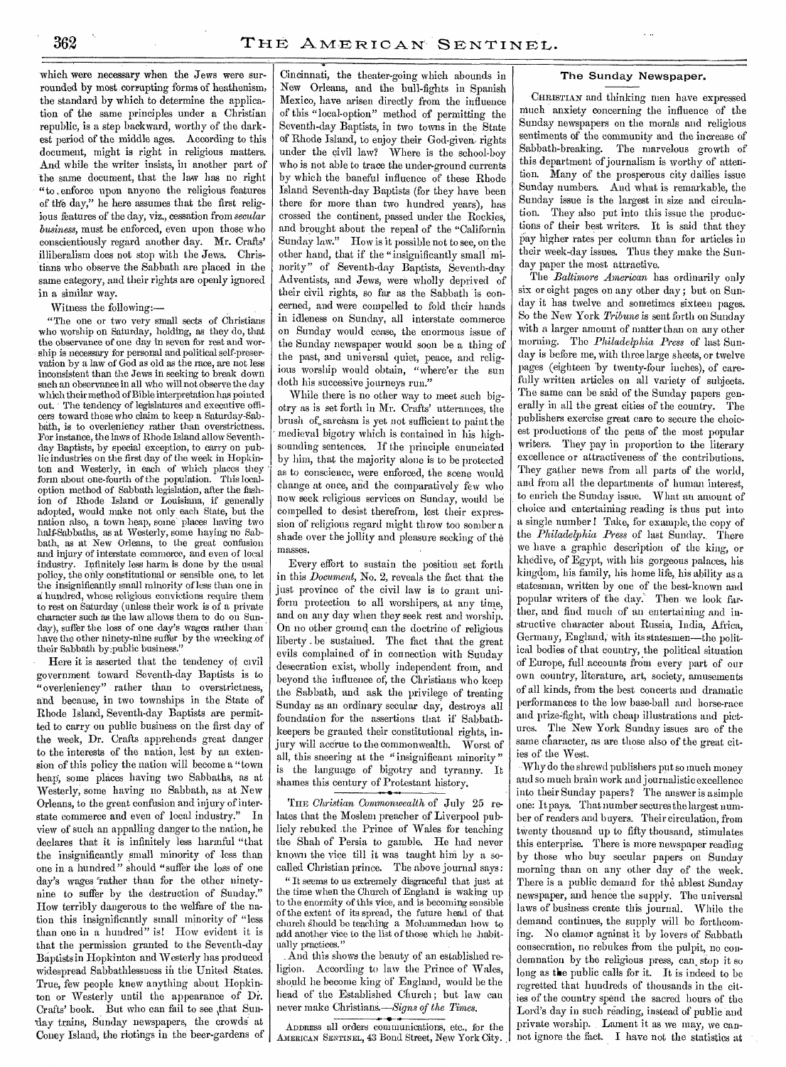which were necessary when the Jews were surrounded by most corrupting forms of heathenism, the standard by which to determine the application of the same principles under a Christian republic, is a step backward, worthy of the darkest period of the middle ages. According to this document, might is right in religious matters. And while the writer insists, in another part of the same document, that the law has no right "to enforce upon anyone the religious features of the day," he here assumes that the first religious features of the day, viz., cessation from *secular business*, must be enforced, even upon those who conscientiously regard another day. Mr. Crafts' illiberalism does not stop with the Jews. Christians who observe the Sabbath are placed in the same category, and their rights are openly ignored in a similar way.

Witness the following:—

"The one or two very small sects of Christians who worship on Saturday, holding, as they do, that the observance of one day in seven for rest and worship is necessary for personal and political self-preservation by a law of God as old as the race, are not less inconsistent than the Jews in seeking to break down such an observance in all who will not observe the day which their method of Bible interpretation has pointed out. The tendency of legislatures and executive officers toward those who claim to keep a Saturday-Sabbath, is to overleniency rather than overstrictness. For instance, the laws of Rhode Island allow Seventh-day Baptists, by special exception, to carry on public industries on the first day of the week in Hopkinton and Westerly, in each of which places they form about one-fourth of the population. This local-option method of Sabbath legislation, after the fashion of Rhode Island or Louisiana, if generally adopted, would make not only each State, but the nation also, a town heap, some places having two half-Sabbaths, as at Westerly, some haying no Sabbath, as at New Orleans, to the great confusion and injury of interstate commerce, and even of local industry. Infinitely less harm is done by the usual policy, the only constitutional or sensible one, to let the insignificantly small minority of less than one in a hundred, whose religious convictions require them to rest on Saturday (unless their work is of a private character such as the law allows them to do on Sunday), suffer the loss of one day's wages rather than have the other ninety-nine suffer by the wrecking of their Sabbath by public business."

Here it is asserted that the tendency of civil government toward Seventh-day Baptists is to "overleniency" rather than to overstrictness, and because, in two townships in the State of Rhode Island, Seventh-day Baptists are permitted to carry on public business on the first day of the week, Dr. Crafts apprehends great danger to the interests of the nation, lest by an extension of this policy the nation will become a "town heap, some places having two Sabbaths, as at Westerly, some having no Sabbath, as at New Orleans, to the great confusion and injury of interstate commerce and even of local industry." In view of such an appalling danger to the nation, he declares that it is infinitely less harmful "that the insignificantly small minority of less than one in a hundred" should "suffer the loss of one day's wages rather than for the other ninety-nine to suffer by the destruction of Sunday." How terribly dangerous to the welfare of the nation this insignificantly small minority of "less than one in a hundred" is! How evident it is that the permission granted to the Seventh-day Baptists in Hopkinton and Westerly has produced widespread Sabbathlessness in the United States. True, few people knew anything about Hopkinton or Westerly until the appearance of Dr. Crafts' book. But who can fail to see that Sunday trains, Sunday newspapers, the crowds at Coney Island, the riotings in the beer-gardens of Cincinnati, the theater-going which abounds in New Orleans, and the bull-fights in Spanish Mexico, have arisen directly from the influence of this "local-option" method of permitting the Seventh-day Baptists, in two towns in the State of Rhode Island, to enjoy their God-given rights under the civil law? Where is the school-boy who is not able to trace the under-ground currents by which the baneful influence of these Rhode Island Seventh-day Baptists (for they have been there for more than two hundred years), has crossed the continent, passed under the Rockies, and brought about the repeal of the "California Sunday law." How is it possible not to see, on the other hand, that if the "insignificantly small minority" of Seventh-day Baptists, Seventh-day Adventists, and Jews, were wholly deprived of their civil rights, so far as the Sabbath is concerned, and were compelled to fold their hands in idleness on Sunday, all interstate commerce on Sunday would cease, the enormous issue of the Sunday newspaper would soon be a thing of the past, and universal quiet, peace, and religious worship would obtain, "where'er the sun doth his successive journeys run."

While there is no other way to meet such bigotry as is set forth in Mr. Crafts' utterances, the brush of sarcasm is yet not sufficient to paint the medieval bigotry which is contained in his high-sounding sentences. If the principle enunciated by him, that the majority alone is to be protected as to conscience, were enforced, the scene would change at once, and the comparatively few who now seek religious services on Sunday, would be compelled to desist therefrom, lest their expression of religious regard might throw too somber a shade over the jollity and pleasure seeking of the masses.

Every effort to sustain the position set forth in this *Document*, No. 2, reveals the fact that the just province of the civil law is to grant uniform protection to all worshipers, at any time, and on any day when they seek rest and worship. On no other ground can the doctrine of religious liberty be sustained. The fact that the great evils complained of in connection with Sunday desecration exist, wholly independent from, and beyond the influence of, the Christians who keep the Sabbath, and ask the privilege of treating Sunday as an ordinary secular day, destroys all foundation for the assertions that if Sabbath-keepers be granted their constitutional rights, injury will accrue to the commonwealth. Worst of all, this sneering at the "insignificant minority" is the language of bigotry and tyranny. It shames this century of Protestant history.

---

THE *Christian Commonwealth* of July 25 relates that the Moslem preacher of Liverpool publicly rebuked the Prince of Wales for teaching the Shah of Persia to gamble. He had never known the vice till it was taught him by a so-called Christian prince. The above journal says:

"It seems to us extremely disgraceful that just at the time when the Church of England is waking up to the enormity of this vice, and is becoming sensible of the extent of its spread, the future head of that church should be teaching a Mohammedan how to add another vice to the list of those which he habitually practices."

And this shows the beauty of an established religion. According to law the Prince of Wales, should he become king of England, would be the head of the Established Church; but law can never make Christians.—*Signs of the Times.*

---

ADDRESS all orders communications, etc., for the AMERICAN SENTINEL, 43 Bond Street, New York City.

## The Sunday Newspaper.

CHRISTIAN and thinking men have expressed much anxiety concerning the influence of the Sunday newspapers on the morals and religious sentiments of the community and the increase of Sabbath-breaking. The marvelous growth of this department of journalism is worthy of attention. Many of the prosperous city dailies issue Sunday numbers. And what is remarkable, the Sunday issue is the largest in size and circulation. They also put into this issue the productions of their best writers. It is said that they pay higher rates per column than for articles in their week-day issues. Thus they make the Sunday paper the most attractive.

The *Baltimore American* has ordinarily only six or eight pages on any other day; but on Sunday it has twelve and sometimes sixteen pages. So the New York *Tribune* is sent forth on Sunday with a larger amount of matter than on any other morning. The *Philadelphia Press* of last Sunday is before me, with three large sheets, or twelve pages (eighteen by twenty-four inches), of carefully written articles on all variety of subjects. The same can be said of the Sunday papers generally in all the great cities of the country. The publishers exercise great care to secure the choicest productions of the pens of the most popular writers. They pay in proportion to the literary excellence or attractiveness of the contributions. They gather news from all parts of the world, and from all the departments of human interest, to enrich the Sunday issue. What an amount of choice and entertaining reading is thus put into a single number! Take, for example, the copy of the *Philadelphia Press* of last Sunday. There we have a graphic description of the king, or khedive, of Egypt, with his gorgeous palaces, his kingdom, his family, his home life, his ability as a statesman, written by one of the best-known and popular writers of the day. Then we look farther, and find much of an entertaining and instructive character about Russia, India, Africa, Germany, England, with its statesmen—the political bodies of that country, the political situation of Europe, full accounts from every part of our own country, literature, art, society, amusements of all kinds, from the best concerts and dramatic performances to the low base-ball and horse-race and prize-fight, with cheap illustrations and pictures. The New York Sunday issues are of the same character, as are those also of the great cities of the West.

Why do the shrewd publishers put so much money and so much brain work and journalistic excellence into their Sunday papers? The answer is a simple one: It pays. That number secures the largest number of readers and buyers. Their circulation, from twenty thousand up to fifty thousand, stimulates this enterprise. There is more newspaper reading by those who buy secular papers on Sunday morning than on any other day of the week. There is a public demand for the ablest Sunday newspaper, and hence the supply. The universal laws of business create this journal. While the demand continues, the supply will be forthcoming. No clamor against it by lovers of Sabbath consecration, no rebukes from the pulpit, no condemnation by the religious press, can stop it so long as the public calls for it. It is indeed to be regretted that hundreds of thousands in the cities of the country spend the sacred hours of the Lord's day in such reading, instead of public and private worship. Lament it as we may, we cannot ignore the fact. I have not the statistics at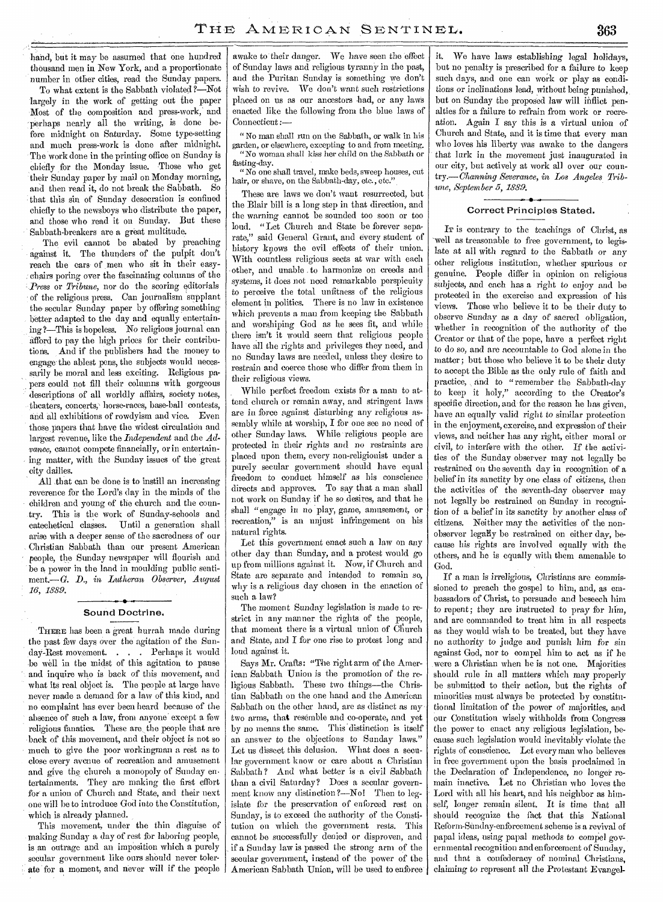hand, but it may be assumed that one hundred thousand men in New York, and a proportionate number in other cities, read the Sunday papers.

To what extent is the Sabbath violated?—Not largely in the work of getting out the paper Most of the composition and press-work, and perhaps nearly all the writing, is done before midnight on Saturday. Some type-setting and much press-work is done after midnight. The work done in the printing office on Sunday is chiefly for the Monday issue. Those who get their Sunday paper by mail on Monday morning, and then read it, do not break the Sabbath. So that this sin of Sunday desecration is confined chiefly to the newsboys who distribute the paper, and those who read it on Sunday. But these Sabbath-breakers are a great multitude.

The evil cannot be abated by preaching against it. The thunders of the pulpit don't reach the ears of men who sit in their easy-chairs poring over the fascinating columns of the *Press* or *Tribune*, nor do the scoring editorials of the religious press. Can journalism supplant the secular Sunday paper by offering something better adapted to the day and equally entertaining?—This is hopeless. No religious journal can afford to pay the high prices for their contributions. And if the publishers had the money to engage the ablest pens, the subjects would necessarily be moral and less exciting. Religious papers could not fill their columns with gorgeous descriptions of all worldly affairs, society notes, theaters, concerts, horse-races, base-ball contests, and all exhibitions of rowdyism and vice. Even those papers that have the widest circulation and largest revenue, like the *Independent* and the *Advance*, cannot compete financially, or in entertaining matter, with the Sunday issues of the great city dailies.

All that can be done is to instill an increasing reverence for the Lord's day in the minds of the children and young of the church and the country. This is the work of Sunday-schools and catechetical classes. Until a generation shall arise with a deeper sense of the sacredness of our Christian Sabbath than our present American people, the Sunday newspaper will flourish and be a power in the land in moulding public sentiment.—*G. D., in Lutheran Observer, August 16, 1889.*

## Sound Doctrine.

THERE has been a great hurrah made during the past few days over the agitation of the Sunday-Rest movement. . . . Perhaps it would be well in the midst of this agitation to pause and inquire who is back of this movement, and what its real object is. The people at large have never made a demand for a law of this kind, and no complaint has ever been heard because of the absence of such a law, from anyone except a few religious fanatics. These are the people that are back of this movement, and their object is not so much to give the poor workingman a rest as to close every avenue of recreation and amusement and give the church a monopoly of Sunday entertainments. They are making the first effort for a union of Church and State, and their next one will be to introduce God into the Constitution, which is already planned.

This movement, under the thin disguise of making Sunday a day of rest for laboring people, is an outrage and an imposition which a purely secular government like ours should never tolerate for a moment, and never will if the people awake to their danger. We have seen the effect of Sunday laws and religious tyranny in the past, and the Puritan Sunday is something we don't wish to revive. We don't want such restrictions placed on us as our ancestors had, or any laws enacted like the following from the blue laws of Connecticut:—

"No man shall run on the Sabbath, or walk in his garden, or elsewhere, excepting to and from meeting.

"No woman shall kiss her child on the Sabbath or fasting-day.

"No one shall travel, make beds, sweep houses, cut hair, or shave, on the Sabbath-day, etc., etc."

These are laws we don't want resurrected, but the Blair bill is a long step in that direction, and the warning cannot be sounded too soon or too loud. "Let Church and State be forever separate," said General Grant, and every student of history knows the evil effects of their union. With countless religious sects at war with each other, and unable to harmonize on creeds and systems, it does not need remarkable perspicuity to perceive the total unfitness of the religious element in politics. There is no law in existence which prevents a man from keeping the Sabbath and worshiping God as he sees fit, and while there isn't it would seem that religious people have all the rights and privileges they need, and no Sunday laws are needed, unless they desire to restrain and coerce those who differ from them in their religious views.

While perfect freedom exists for a man to attend church or remain away, and stringent laws are in force against disturbing any religious assembly while at worship, I for one see no need of other Sunday laws. While religious people are protected in their rights and no restraints are placed upon them, every non-religionist under a purely secular government should have equal freedom to conduct himself as his conscience directs and approves. To say that a man shall not work on Sunday if he so desires, and that he shall "engage in no play, game, amusement, or recreation," is an unjust infringement on his natural rights.

Let this government enact such a law on any other day than Sunday, and a protest would go up from millions against it. Now, if Church and State are separate and intended to remain so, why is a religious day chosen in the enaction of such a law?

The moment Sunday legislation is made to restrict in any manner the rights of the people, that moment there is a virtual union of Church and State, and I for one rise to protest long and loud against it.

Says Mr. Crafts: "The right arm of the American Sabbath Union is the promotion of the religious Sabbath. These two things—the Christian Sabbath on the one hand and the American Sabbath on the other hand, are as distinct as my two arms, that resemble and co-operate, and yet by no means the same. This distinction is itself an answer to the objections to Sunday laws." Let us dissect this delusion. What does a secular government know or care about a Christian Sabbath? And what better is a civil Sabbath than a civil Saturday? Does a secular government know any distinction?—No! Then to legislate for the preservation of enforced rest on Sunday, is to exceed the authority of the Constitution on which the government rests. This cannot be successfully denied or disproven, and if a Sunday law is passed the strong arm of the secular government, instead of the power of the American Sabbath Union, will be used to enforce it. We have laws establishing legal holidays, but no penalty is prescribed for a failure to keep such days, and one can work or play as conditions or inclinations lead, without being punished, but on Sunday the proposed law will inflict penalties for a failure to refrain from work or recreation. Again I say this is a virtual union of Church and State, and it is time that every man who loves his liberty was awake to the dangers that lurk in the movement just inaugurated in our city, but actively at work all over our country.—*Channing Severance, in Los Angeles Tribune, September 5, 1889.*

## Correct Principles Stated.

IT is contrary to the teachings of Christ, as well as treasonable to free government, to legislate at all with regard to the Sabbath or any other religious institution, whether spurious or genuine. People differ in opinion on religious subjects, and each has a right to enjoy and be protected in the exercise and expression of his views. Those who believe it to be their duty to observe Sunday as a day of sacred obligation, whether in recognition of the authority of the Creator or that of the pope, have a perfect right to do so, and are accountable to God alone in the matter; but those who believe it to be their duty to accept the Bible as the only rule of faith and practice, and to "remember the Sabbath-day to keep it holy," according to the Creator's specific direction, and for the reason he has given, have an equally valid right to similar protection in the enjoyment, exercise, and expression of their views, and neither has any right, either moral or civil, to interfere with the other. If the activities of the Sunday observer may not legally be restrained on the seventh day in recognition of a belief in its sanctity by one class of citizens, then the activities of the seventh-day observer may not legally be restrained on Sunday in recognition of a belief in its sanctity by another class of citizens. Neither may the activities of the non-observer legally be restrained on either day, because his rights are involved equally with the others, and he is equally with them amenable to God.

If a man is irreligious, Christians are commissioned to preach the gospel to him, and, as embassadors of Christ, to persuade and beseech him to repent; they are instructed to pray for him, and are commanded to treat him in all respects as they would wish to be treated, but they have no authority to judge and punish him for sin against God, nor to compel him to act as if he were a Christian when he is not one. Majorities should rule in all matters which may properly be submitted to their action, but the rights of minorities must always be protected by constitutional limitation of the power of majorities, and our Constitution wisely withholds from Congress the power to enact any religious legislation, because such legislation would inevitably violate the rights of conscience. Let every man who believes in free government upon the basis proclaimed in the Declaration of Independence, no longer remain inactive. Let no Christian who loves the Lord with all his heart, and his neighbor as himself, longer remain silent. It is time that all should recognize the fact that this National Reform-Sunday-enforcement scheme is a revival of papal ideas, using papal methods to compel governmental recognition and enforcement of Sunday, and that a confederacy of nominal Christians, claiming to represent all the Protestant Evangel-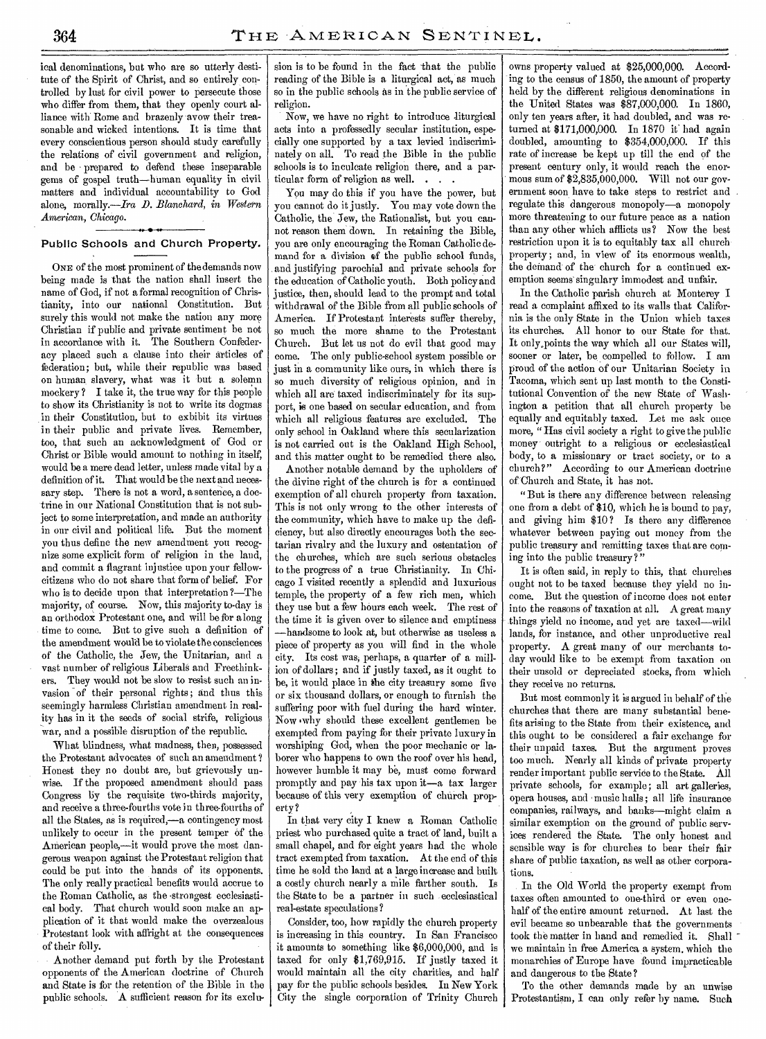ical denominations, but who are so utterly destitute of the Spirit of Christ, and so entirely controlled by lust for civil power to persecute those who differ from them, that they openly court alliance with Rome and brazenly avow their treasonable and wicked intentions. It is time that every conscientious person should study carefully the relations of civil government and religion, and be prepared to defend these inseparable gems of gospel truth—human equality in civil matters and individual accountability to God alone, morally.—*Ira D. Blanchard, in Western American, Chicago.*

## Public Schools and Church Property.

ONE of the most prominent of the demands now being made is that the nation shall insert the name of God, if not a formal recognition of Christianity, into our national Constitution. But surely this would not make the nation any more Christian if public and private sentiment be not in accordance with it. The Southern Confederacy placed such a clause into their articles of federation; but, while their republic was based on human slavery, what was it but a solemn mockery? I take it, the true way for this people to show its Christianity is not to write its dogmas in their Constitution, but to exhibit its virtues in their public and private lives. Remember, too, that such an acknowledgment of God or Christ or Bible would amount to nothing in itself, would be a mere dead letter, unless made vital by a definition of it. That would be the next and necessary step. There is not a word, a sentence, a doctrine in our National Constitution that is not subject to some interpretation, and made an authority in our civil and political life. But the moment you thus define the new amendment you recognize some explicit form of religion in the land, and commit a flagrant injustice upon your fellow-citizens who do not share that form of belief. For who is to decide upon that interpretation?—The majority, of course. Now, this majority to-day is an orthodox Protestant one, and will be for a long time to come. But to give such a definition of the amendment would be to violate the consciences of the Catholic, the Jew, the Unitarian, and a vast number of religious Liberals and Freethinkers. They would not be slow to resist such an invasion of their personal rights; and thus this seemingly harmless Christian amendment in reality has in it the seeds of social strife, religious war, and a possible disruption of the republic.

What blindness, what madness, then, possessed the Protestant advocates of such an amendment? Honest they no doubt are, but grievously unwise. If the proposed amendment should pass Congress by the requisite two-thirds majority, and receive a three-fourths vote in three-fourths of all the States, as is required,—a contingency most unlikely to occur in the present temper of the American people,—it would prove the most dangerous weapon against the Protestant religion that could be put into the hands of its opponents. The only really practical benefits would accrue to the Roman Catholic, as the strongest ecclesiastical body. That church would soon make an application of it that would make the overzealous Protestant look with affright at the consequences of their folly.

Another demand put forth by the Protestant opponents of the American doctrine of Church and State is for the retention of the Bible in the public schools. A sufficient reason for its exclusion is to be found in the fact that the public reading of the Bible is a liturgical act, as much so in the public schools as in the public service of religion.

Now, we have no right to introduce liturgical acts into a professedly secular institution, especially one supported by a tax levied indiscriminately on all. To read the Bible in the public schools is to inculcate religion there, and a particular form of religion as well. . . .

You may do this if you have the power, but you cannot do it justly. You may vote down the Catholic, the Jew, the Rationalist, but you cannot reason them down. In retaining the Bible, you are only encouraging the Roman Catholic demand for a division of the public school funds, and justifying parochial and private schools for the education of Catholic youth. Both policy and justice, then, should lead to the prompt and total withdrawal of the Bible from all public schools of America. If Protestant interests suffer thereby, so much the more shame to the Protestant Church. But let us not do evil that good may come. The only public-school system possible or just in a community like ours, in which there is so much diversity of religious opinion, and in which all are taxed indiscriminately for its support, is one based on secular education, and from which all religious features are excluded. The only school in Oakland where this secularization is not carried out is the Oakland High School, and this matter ought to be remedied there also.

Another notable demand by the upholders of the divine right of the church is for a continued exemption of all church property from taxation. This is not only wrong to the other interests of the community, which have to make up the deficiency, but also directly encourages both the sectarian rivalry and the luxury and ostentation of the churches, which are such serious obstacles to the progress of a true Christianity. In Chicago I visited recently a splendid and luxurious temple, the property of a few rich men, which they use but a few hours each week. The rest of the time it is given over to silence and emptiness—handsome to look at, but otherwise as useless a piece of property as you will find in the whole city. Its cost was, perhaps, a quarter of a million of dollars; and if justly taxed, as it ought to be, it would place in the city treasury some five or six thousand dollars, or enough to furnish the suffering poor with fuel during the hard winter. Now why should these excellent gentlemen be exempted from paying for their private luxury in worshiping God, when the poor mechanic or laborer who happens to own the roof over his head, however humble it may be, must come forward promptly and pay his tax upon it—a tax larger because of this very exemption of church property?

In that very city I knew a Roman Catholic priest who purchased quite a tract of land, built a small chapel, and for eight years had the whole tract exempted from taxation. At the end of this time he sold the land at a large increase and built a costly church nearly a mile farther south. Is the State to be a partner in such ecclesiastical real-estate speculations?

Consider, too, how rapidly the church property is increasing in this country. In San Francisco it amounts to something like $6,000,000, and is taxed for only $1,769,915. If justly taxed it would maintain all the city charities, and half pay for the public schools besides. In New York City the single corporation of Trinity Church owns property valued at $25,000,000. According to the census of 1850, the amount of property held by the different religious denominations in the United States was $87,000,000. In 1860, only ten years after, it had doubled, and was returned at $171,000,000. In 1870 it had again doubled, amounting to $354,000,000. If this rate of increase be kept up till the end of the present century only, it would reach the enormous sum of $2,835,000,000. Will not our government soon have to take steps to restrict and regulate this dangerous monopoly—a monopoly more threatening to our future peace as a nation than any other which afflicts us? Now the best restriction upon it is to equitably tax all church property; and, in view of its enormous wealth, the demand of the church for a continued exemption seems singulary immodest and unfair.

In the Catholic parish church at Monterey I read a complaint affixed to its walls that California is the only State in the Union which taxes its churches. All honor to our State for that. It only points the way which all our States will, sooner or later, be compelled to follow. I am proud of the action of our Unitarian Society in Tacoma, which sent up last month to the Constitutional Convention of the new State of Washington a petition that all church property be equally and equitably taxed. Let me ask once more, "Has civil society a right to give the public money outright to a religious or ecclesiastical body, to a missionary or tract society, or to a church?" According to our American doctrine of Church and State, it has not.

"But is there any difference between releasing one from a debt of $10, which he is bound to pay, and giving him $10? Is there any difference whatever between paying out money from the public treasury and remitting taxes that are coming into the public treasury?"

It is often said, in reply to this, that churches ought not to be taxed because they yield no income. But the question of income does not enter into the reasons of taxation at all. A great many things yield no income, and yet are taxed—wild lands, for instance, and other unproductive real property. A great many of our merchants to-day would like to be exempt from taxation on their unsold or depreciated stocks, from which they receive no returns.

But most commonly it is argued in behalf of the churches that there are many substantial benefits arising to the State from their existence, and this ought to be considered a fair exchange for their unpaid taxes. But the argument proves too much. Nearly all kinds of private property render important public service to the State. All private schools, for example; all art galleries, opera houses, and music halls; all life insurance companies, railways, and banks—might claim a similar exemption on the ground of public services rendered the State. The only honest and sensible way is for churches to bear their fair share of public taxation, as well as other corporations.

In the Old World the property exempt from taxes often amounted to one-third or even one-half of the entire amount returned. At last the evil became so unbearable that the governments took the matter in hand and remedied it. Shall we maintain in free America a system which the monarchies of Europe have found impracticable and dangerous to the State?

To the other demands made by an unwise Protestantism, I can only refer by name. Such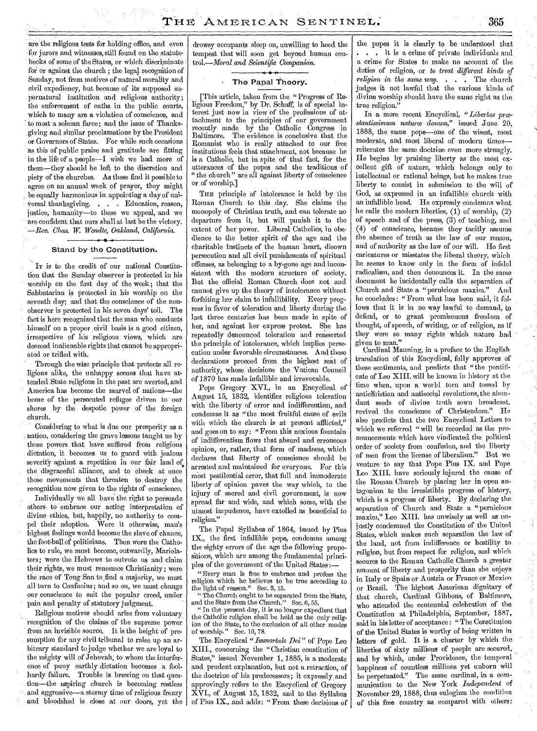are the religious tests for holding office, and even for jurors and witnesses, still found on the statute-books of some of the States, or which discriminate for or against the church; the legal recognition of Sunday, not from motives of natural morality and civil expediency, but because of its supposed supernatural institution and religious authority; the enforcement of oaths in the public courts, which to many are a violation of conscience, and to most a solemn farce; and the issue of Thanksgiving and similar proclamations by the President or Governors of States. For while such occasions as this of public praise and gratitude are fitting in the life of a people—I wish we had more of them—they should be left to the discretion and piety of the churches. As these find it possible to agree on an annual week of prayer, they might be equally harmonious in appointing a day of universal thanksgiving. . . . Education, reason, justice, humanity—to these we appeal, and we are confident that ours shall at last be the victory. —*Rev. Chas. W. Wendte, Oakland, California.*

## Stand by the Constitution.

It is to the credit of our national Constitution that the Sunday observer is protected in his worship on the first day of the week; that the Sabbatarian is protected in his worship on the seventh day; and that the conscience of the non-observer is protected in his seven days' toil. The fact is here recognized that the man who conducts himself on a proper civil basis is a good citizen, irrespective of his religious views, which are deemed inalienable rights that cannot be appropriated or trifled with.

Through the wise principle that protects all religions alike, the unhappy scenes that have attended State religions in the past are averted, and America has become the marvel of nations—the home of the persecuted refugee driven to our shores by the despotic power of the foreign church.

Considering to what is due our prosperity as a nation, considering the grave lessons taught us by those powers that have suffered from religious dictation, it becomes us to guard with jealous severity against a repetition in our fair land of the disgraceful alliance, and to check at once those movements that threaten to destroy the recognition now given to the rights of conscience.

Individually we all have the right to persuade others to embrace our acting interpretation of divine ethics, but, happily, no authority to compel their adoption. Were it otherwise, man's highest feelings would become the slave of chance, the foot-ball of politicians. Then were the Catholics to rule, we must become, outwardly, Mariolaters; were the Hebrews to outvote us and claim their rights, we must renounce Christianity; were the race of Tong San to find a majority, we must all turn to Confucius; and so on, we must change our conscience to suit the popular creed, under pain and penalty of statutory judgment.

Religious motives should arise from voluntary recognition of the claims of the supreme power from an invisible source. It is the height of presumption for any civil tribunal to raise up an arbitrary standard to judge whether we are loyal to the mighty will of Jehovah, to whom the interference of puny earthly dictation becomes a foolhardy failure. Trouble is brewing on that question—the aspiring church is becoming restless and aggressive—a stormy time of religious frenzy and bloodshed is close at our doors, yet the drowsy occupants sleep on, unwilling to heed the tempest that will soon get beyond human control.—*Moral and Scientific Companion.*

## The Papal Theory.

[This article, taken from the "Progress of Religious Freedom," by Dr. Schaff, is of special interest just now in view of the professions of attachment to the principles of our government recently made by the Catholic Congress in Baltimore. The evidence is conclusive that the Romanist who is really attached to our free institutions feels that attachment, not because he is a Catholic, but in spite of that fact, for the utterances of the popes and the traditions of "the church" are all against liberty of conscience or of worship.]

The principle of intolerance is held by the Roman Church to this day. She claims the monopoly of Christian truth, and can tolerate no departure from it, but will punish it to the extent of her power. Liberal Catholics, in obedience to the better spirit of the age and the charitable instincts of the human heart, disown persecution and all civil punishments of spiritual offenses, as belonging to a by-gone age and inconsistent with the modern structure of society. But the official Roman Church does not and cannot give up the theory of intolerance without forfeiting her claim to infallibility. Every progress in favor of toleration and liberty during the last three centuries has been made in spite of her, and against her express protest. She has repeatedly denounced toleration and reasserted the principle of intolerance, which implies persecution under favorable circumstances. And these declarations proceed from the highest seat of authority, whose decisions the Vatican Council of 1870 has made infallible and irrevocable.

Pope Gregory XVI., in an Encyclical of August 15, 1832, identifies religious toleration with the liberty of error and indifferentism, and condemns it as "the most fruitful cause of evils with which the church is at present afflicted," and goes on to say: "From this noxious fountain of indifferentism flows that absurd and erroneous opinion, or, rather, that form of madness, which declares that liberty of conscience should be arrested and maintained for everyone. For this most pestilential error, that full and immoderate liberty of opinion paves the way which, to the injury of sacred and civil government, is now spread far and wide, and which some, with the utmost impudence, have extolled as beneficial to religion."

The Papal Syllabus of 1864, issued by Pius IX., the first infallible pope, condemns among the eighty errors of the age the following propositions, which are among the fundamental principles of the government of the United States:—

"Every man is free to embrace and profess the religion which he believes to be true according to the light of reason." Sec. 3, 15.

"The Church ought to be separated from the State, and the State from the Church." Sec. 6, 55.

"In the present day, it is no longer expedient that the Catholic religion shall be held as the only religion of the State, to the exclusion of all other modes of worship." Sec. 10, 78.

The Encyclical "*Immortale Dei*" of Pope Leo XIII., concerning the "Christian constitution of States," issued November 1, 1885, is a moderate and prudent explanation, but not a retraction, of the doctrine of his predecessors; it expressly and approvingly refers to the Encyclical of Gregory XVI., of August 15, 1832, and to the Syllabus of Pius IX., and adds: "From these decisions of the popes it is clearly to be understood that . . . it is a crime of private individuals and a crime for States to make no account of the duties of religion, or *to treat different kinds of religion in the same way*. . . . The church judges it not lawful that the various kinds of divine worship should have the same right as the true religion."

In a more recent Encyclical, "*Libertas præstantissimum naturæ donum*," issued June 20, 1888, the same pope—one of the wisest, most moderate, and most liberal of modern times—reiterates the same doctrine even more strongly. He begins by praising liberty as the most excellent gift of nature, which belongs only to intellectual or rational beings, but he makes true liberty to consist in submission to the will of God, as expressed in an infallible church with an infallible head. He expressly condemns what he calls the modern liberties, (1) of worship, (2) of speech and of the press, (3) of teaching, and (4) of conscience, because they tacitly assume the absence of truth as the law of our reason, and of authority as the law of our will. He first caricatures or misstates the liberal theory, which he seems to know only in the form of infidel radicalism, and then denounces it. In the same document he incidentally calls the separation of Church and State a "pernicious maxim." And he concludes: "From what has been said, it follows that it is in no way lawful to demand, to defend, or to grant promiscuous freedom of thought, of speech, of writing, or of religion, as if they were so many rights which nature had given to man."

Cardinal Manning, in a preface to the English translation of this Encyclical, fully approves of these sentiments, and predicts that "the pontificate of Leo XIII. will be known in history at the time when, upon a world torn and tossed by antichristian and antisocial revolutions, the abundant seeds of divine truth sown broadcast, revived the conscience of Christendom." He also predicts that the two Encyclical Letters to which we referred "will be recorded as the pronouncements which have vindicated the political order of society from confusion, and the liberty of men from the license of liberalism." But we venture to say that Pope Pius IX. and Pope Leo XIII. have seriously injured the cause of the Roman Church by placing her in open antagonism to the irresistible progress of history, which is a progress of liberty. By declaring the separation of Church and State a "pernicious maxim," Leo XIII. has unwisely as well as unjustly condemned the Constitution of the United States, which makes such separation the law of the land, not from indifference or hostility to religion, but from respect for religion, and which secures to the Roman Catholic Church a greater amount of liberty and prosperity than she enjoys in Italy or Spain or Austria or France or Mexico or Brazil. The highest American dignitary of that church, Cardinal Gibbons, of Baltimore, who attended the centennial celebration of the Constitution at Philadelphia, September, 1887, said in his letter of acceptance: "The Constitution of the United States is worthy of being written in letters of gold. It is a charter by which the liberties of sixty millions of people are secured, and by which, under Providence, the temporal happiness of countless millions yet unborn will be perpetuated." The same cardinal, in a communication to the New York *Independent* of November 29, 1888, thus eulogizes the condition of this free country as compared with others: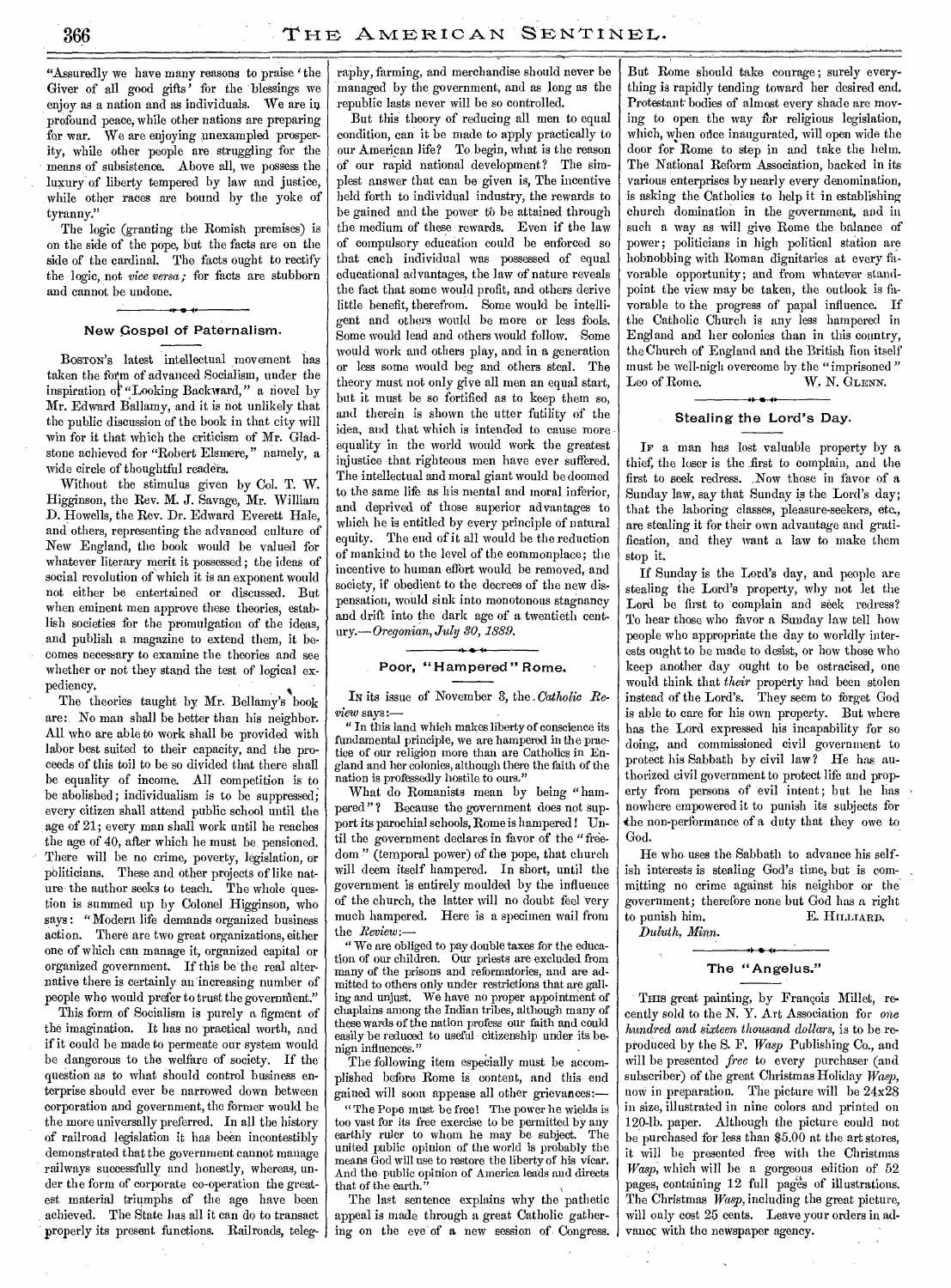"Assuredly we have many reasons to praise 'the Giver of all good gifts' for the blessings we enjoy as a nation and as individuals. We are in profound peace, while other nations are preparing for war. We are enjoying unexampled prosperity, while other people are struggling for the means of subsistence. Above all, we possess the luxury of liberty tempered by law and justice, while other races are bound by the yoke of tyranny."

The logic (granting the Romish premises) is on the side of the pope, but the facts are on the side of the cardinal. The facts ought to rectify the logic, not *vice versa;* for facts are stubborn and cannot be undone.

## New Gospel of Paternalism.

BOSTON'S latest intellectual movement has taken the form of advanced Socialism, under the inspiration of "Looking Backward," a novel by Mr. Edward Ballamy, and it is not unlikely that the public discussion of the book in that city will win for it that which the criticism of Mr. Gladstone achieved for "Robert Elsmere," namely, a wide circle of thoughtful readers.

Without the stimulus given by Col. T. W. Higginson, the Rev. M. J. Savage, Mr. William D. Howells, the Rev. Dr. Edward Everett Hale, and others, representing the advanced culture of New England, the book would be valued for whatever literary merit it possessed; the ideas of social revolution of which it is an exponent would not either be entertained or discussed. But when eminent men approve these theories, establish societies for the promulgation of the ideas, and publish a magazine to extend them, it becomes necessary to examine the theories and see whether or not they stand the test of logical expediency.

The theories taught by Mr. Bellamy's book are: No man shall be better than his neighbor. All who are able to work shall be provided with labor best suited to their capacity, and the proceeds of this toil to be so divided that there shall be equality of income. All competition is to be abolished; individualism is to be suppressed; every citizen shall attend public school until the age of 21; every man shall work until he reaches the age of 40, after which he must be pensioned. There will be no crime, poverty, legislation, or politicians. These and other projects of like nature the author seeks to teach. The whole question is summed up by Colonel Higginson, who says: "Modern life demands organized business action. There are two great organizations, either one of which can manage it, organized capital or organized government. If this be the real alternative there is certainly an increasing number of people who would prefer to trust the government."

This form of Socialism is purely a figment of the imagination. It has no practical worth, and if it could be made to permeate our system would be dangerous to the welfare of society. If the question as to what should control business enterprise should ever be narrowed down between corporation and government, the former would be the more universally preferred. In all the history of railroad legislation it has been incontestibly demonstrated that the government cannot manage railways successfully and honestly, whereas, under the form of corporate co-operation the greatest material triumphs of the age have been achieved. The State has all it can do to transact properly its present functions. Railroads, telegraphy, farming, and merchandise should never be managed by the government, and as long as the republic lasts never will be so controlled.

But this theory of reducing all men to equal condition, can it be made to apply practically to our American life? To begin, what is the reason of our rapid national development? The simplest answer that can be given is, The incentive held forth to individual industry, the rewards to be gained and the power to be attained through the medium of these rewards. Even if the law of compulsory education could be enforced so that each individual was possessed of equal educational advantages, the law of nature reveals the fact that some would profit, and others derive little benefit, therefrom. Some would be intelligent and others would be more or less fools. Some would lead and others would follow. Some would work and others play, and in a generation or less some would beg and others steal. The theory must not only give all men an equal start, but it must be so fortified as to keep them so, and therein is shown the utter futility of the idea, and that which is intended to cause more equality in the world would work the greatest injustice that righteous men have ever suffered. The intellectual and moral giant would be doomed to the same life as his mental and moral inferior, and deprived of those superior advantages to which he is entitled by every principle of natural equity. The end of it all would be the reduction of mankind to the level of the commonplace; the incentive to human effort would be removed, and society, if obedient to the decrees of the new dispensation, would sink into monotonous stagnancy and drift into the dark age of a twentieth century.—*Oregonian, July 30, 1889.*

## Poor, "Hampered" Rome.

IN its issue of November 3, the *Catholic Review* says:—

"In this land which makes liberty of conscience its fundamental principle, we are hampered in the practice of our religion more than are Catholics in England and her colonies, although there the faith of the nation is professedly hostile to ours."

What do Romanists mean by being "hampered"? Because the government does not support its parochial schools, Rome is hampered! Until the government declares in favor of the "freedom" (temporal power) of the pope, that church will deem itself hampered. In short, until the government is entirely moulded by the influence of the church, the latter will no doubt feel very much hampered. Here is a specimen wail from the *Review:*—

"We are obliged to pay double taxes for the education of our children. Our priests are excluded from many of the prisons and reformatories, and are admitted to others only under restrictions that are galling and unjust. We have no proper appointment of chaplains among the Indian tribes, although many of these wards of the nation profess our faith and could easily be reduced to useful citizenship under its benign influences."

The following item especially must be accomplished before Rome is content, and this end gained will soon appease all other grievances:—

"The Pope must be free! The power he wields is too vast for its free exercise to be permitted by any earthly ruler to whom he may be subject. The united public opinion of the world is probably the means God will use to restore the liberty of his vicar. And the public opinion of America leads and directs that of the earth."

The last sentence explains why the pathetic appeal is made through a great Catholic gathering on the eve of a new session of Congress. But Rome should take courage; surely everything is rapidly tending toward her desired end. Protestant bodies of almost every shade are moving to open the way for religious legislation, which, when once inaugurated, will open wide the door for Rome to step in and take the helm. The National Reform Association, backed in its various enterprises by nearly every denomination, is asking the Catholics to help it in establishing church domination in the government, and in such a way as will give Rome the balance of power; politicians in high political station are hobnobbing with Roman dignitaries at every favorable opportunity; and from whatever standpoint the view may be taken, the outlook is favorable to the progress of papal influence. If the Catholic Church is any less hampered in England and her colonies than in this country, the Church of England and the British lion itself must be well-nigh overcome by the "imprisoned" Leo of Rome. W. N. GLENN.

## Stealing the Lord's Day.

IF a man has lost valuable property by a thief, the loser is the first to complain, and the first to seek redress. Now those in favor of a Sunday law, say that Sunday is the Lord's day; that the laboring classes, pleasure-seekers, etc., are stealing it for their own advantage and gratification, and they want a law to make them stop it.

If Sunday is the Lord's day, and people are stealing the Lord's property, why not let the Lord be first to complain and seek redress? To hear those who favor a Sunday law tell how people who appropriate the day to worldly interests ought to be made to desist, or how those who keep another day ought to be ostracised, one would think that *their* property had been stolen instead of the Lord's. They seem to forget God is able to care for his own property. But where has the Lord expressed his incapability for so doing, and commissioned civil government to protect his Sabbath by civil law? He has authorized civil government to protect life and property from persons of evil intent; but he has nowhere empowered it to punish its subjects for the non-performance of a duty that they owe to God.

He who uses the Sabbath to advance his selfish interests is stealing God's time, but is committing no crime against his neighbor or the government; therefore none but God has a right to punish him. E. HILLIARD.

*Duluth, Minn.*

## The "Angelus."

THIS great painting, by François Millet, recently sold to the N. Y. Art Association for *one hundred and sixteen thousand dollars,* is to be reproduced by the S. F. *Wasp* Publishing Co., and will be presented *free* to every purchaser (and subscriber) of the great Christmas Holiday *Wasp,* now in preparation. The picture will be 24x28 in size, illustrated in nine colors and printed on 120-lb. paper. Although the picture could not be purchased for less than $5.00 at the art stores, it will be presented free with the Christmas *Wasp,* which will be a gorgeous edition of 52 pages, containing 12 full pages of illustrations. The Christmas *Wasp,* including the great picture, will only cost 25 cents. Leave your orders in advance with the newspaper agency.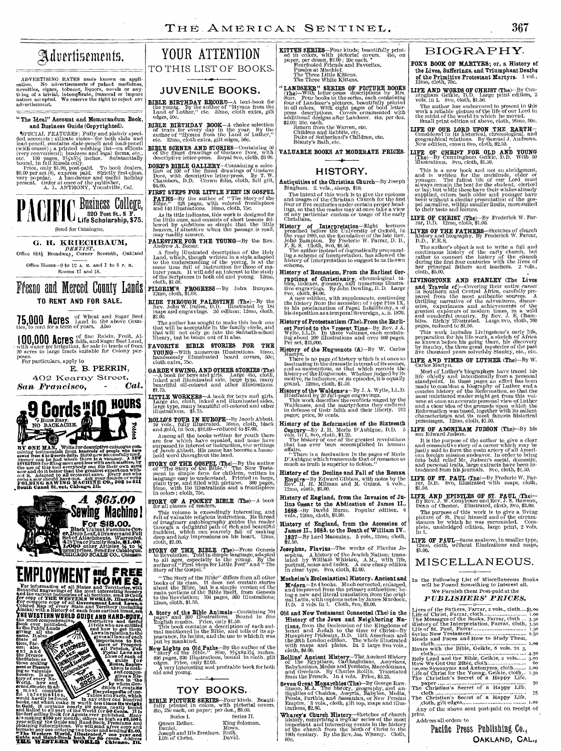# Advertisements.

ADVERTISING RATES made known on application. No advertisements of patent medicines, novelties, cigars, tobacco, liquors, novels or anything of a trivial, intemperate, immoral or impure nature accepted. We reserve the right to reject ANY advertisement.

---

**"The Ideal" Account and Memorandum Book, and Business Guide (Copyrighted).**

SPECIAL FEATURES: Fully and plainly specified accounts; silicate slates—for both slate and lead-pencil, contains slate-pencil and lead-pencil (with eraser); a printed wishing list—on silicate (very convenient); business and legal forms, etc., etc. 150 pages, 3½x5½ inches. Substantially bound, in full Russia only.

Price, only $1.00, post-paid. To book dealers, $6.00 per set (8), express paid. Strictly first-class, very popular. A handsome and useful holiday present. Order at once of the publisher,

A. L. ANTHONY, Yountville, Cal.

---

# PACIFIC Business College,
320 Post St., S F.
Life Scholarship, $75.

Send for Catalogue.

---

**G. H. KRIECHBAUM,**
*DENTIST,*
Office 854½ Broadway, Corner Seventh, Oakland

Office Hours—9 to 12 A. M. and 1 to 5 P. M.
Rooms 17 and 18.

---

# Fresno and Merced County Lands
**TO RENT AND FOR SALE.**

**75,000 Acres** of Wheat and Sugar Beet Land in the above Counties, to rent for a term of years. Also

**100,000 Acres** of fine Raisin, Fruit, Alfalfa, and Sugar Beet Land, with water for irrigation, for sale in tracts of from 20 acres to large tracts suitable for Colony purposes.

For particulars, apply to

E. B. PERRIN,
402 Kearny Street,
*San Francisco, Cal.*

---

# 9 Cords IN 10 HOURS

Runs Easy. NO BACKACHE. Folded

BY ONE MAN. Write for descriptive catalogue containing testimonials from hundreds of people who have sawed from 4 to 9 cords daily. 30,000 now successfully used. Agency can be had where there is a vacancy. A NEW INVENTION for filing saws sent free with each machine, by the use of this tool everybody can file their own saws now and do it better than the greatest expert can without it. Adapted to all cross-cut saws. Every one who owns a saw should have one. Ask your dealers or write FOLDING SAWING MACHINE CO., 303 to 311 South Canal Street, Chicago, Ill.

---

# A $65.00 Sewing Machine!
**For $18.00.**

Black Walnut Furniture Cover, Drop Leaf, 5 Drawers and Full Set of Attachments. *Warranted.* 4lb Tea or Family Scale, $1.00. 1,000 other Articles ½ to ¼ usual prices. Send for Catalogue. CHICAGO SCALE CO., Chicago.

---

# EMPLOYMENT and FREE HOMES.

For information of all States and Territories, with Beautiful Engravings of the most interesting Scenery and the various industries of all sections, send 25 cents for copy of THE WESTERN WORLD, Illustrated. For complete copy of all Government Land Laws, a Colored Map of every State and Territory (including Alaska) with a History of each from earliest times, see THE WESTERN WORLD GUIDE AND HAND-BOOK, the most comprehensive, instructive Book ever published. It tells who are entitled to the Public Lands, giving all the Laws in relation to the same. It also gives all laws of each State of importance to Settlers, Farmers or Prospectors; also all Pension, Patent and Postal Laws and Laws of each of the States and Territories and the Homes, Employment of Pleasure. Also a guide for those seeking Homes, Employment or Pleasure; tells where there is nothing so valuable as Snow; also a History of every State, Territory, how and when settled, etc.; and Sold, etc.; in addition it contains a most complete Encyclopedia of useful information, Tables and Facts, which would hardly be found in any other one hundred books, and which make it worth ten times its weight in Gold. It contains nearly 400 pages, neatly bound and Mailed to all part of the World for 50 Cents. It is the best selling Book for Agents ever published. Many are making $100 per month; others as high as $2,500 a year selling the Guide and Hand-Book, Premiums and obtaining Subscriptions. We will send *Agent copy* and terms to any one ordering two books and sending $1.00. "The Western World," Illustrated," one year and Guide and Hand-Book both for 65 cents. Address THE WESTERN WORLD Chicago. Ill.

---

# YOUR ATTENTION
## TO THIS LIST OF BOOKS.

## JUVENILE BOOKS.

**BIBLE BIRTHDAY RECORD**—A text-book for the young. By the author of "Hymns from the Land of Luther," etc. 32mo, cloth extra, gilt edges, 50c.

**BIBLE BIRTHDAY BOOK**—A choice selection of texts for every day in the year. By the author of "Hymns from the Land of Luther," etc. 32mo, cloth extra, gilt edges, 50c.

**BIBLE SCENES AND STORIES**—Containing 50 of the finest drawings of Gustave Doré, with descriptive letter-press. Royal 8vo, cloth, $3 00.

**DORE'S BIBLE GALLERY**—Containing a selection of 100 of the finest drawings of Gustave Doré, with descriptive letter-press. By T. W. Chambers, D.D. Crown folio, cloth, full gilt, $4.00.

**FIRST STEPS FOR LITTLE FEET IN GOSPEL PATHS**—By the author of "The Story of the Bible." 328 pages, with colored frontispiece and 140 illustrations. 16mo, cloth, 75c.

As its title indicates, this work is designed for the little ones, and consists of short lessons followed by questions so simple that the little learners, if attentive when the passage is read, may readily answer.

**PALESTINE FOR THE YOUNG**—By the Rev. Andrew A. Bonar.

A finely illustrated description of the Holy Land, which, though written in a style adapted to the understanding of the young, is at the same time full of instruction for those of mature years. It will add an interest to the study of the Scriptures in both old and young. 12mo, cloth, $1.00.

**PILGRIM'S PROGRESS**—By John Bunyan, 12mo, cloth, $1.00.

**RIDE THROUGH PALESTINE (The)**—By the Rev. John W. Dulles, D.D. Illustrated by 184 maps and engravings. 2d edition; 12mo, cloth, $2.00.

The author has sought to make this book one that will be acceptable in the family circle, and that will not only go into the Sabbath-school library, but be taken out of it also.

**FAVORITE BIBLE STORIES FOR THE YOUNG**—With numerous illustrations. 16mo, handsomely illuminated board covers, 50c; cloth extra, 75c.

**GARDEN SWING, AND OTHER STORIES (The)** —A book for boys and girls. Large 4to, cloth, inked and illuminated side, large type, many beautiful oil-colored and other illustrations, $1.75.

**LITTLE WORKERS**—A book for boys and girls. Large 4to, cloth, inked and illuminated sides, large type, many beautiful oil-colored and other illustrations. $1.75.

**ROLLO'S TOUR IN EUROPE**—By Jacob Abbott. 10 vols., fully illustrated. 16mo, cloth, black and gold, in box, $10.00—reduced to $7.00.

Among all the books written for youth there are few which have equaled, and none have surpassed in interest or instruction, the writings of Jacob Abbott. His name has become a household word throughout the land.

**STORY OF THE GOSPEL (The)**—By the author of "The Story of the Bible." "The New Testament in simple form for children, written in language easy to understand. Printed in large, plain type, and filled with pictures. 360 pages, 16mo, with 150 illustrations and a frontispiece in colors; cloth, 75c.

**STORY OF A POCKET BIBLE (The)**—A book for all classes of readers.

This volume is exceedingly interesting, and full of valuable religious instruction. Its thread of imaginary autobiography guides the reader through a delightful path of rich and beautiful incident, which can scarcely fail of making deep and holy impressions on his heart. 12mo, cloth, $1.00.

**STORY OF THE BIBLE (The)**—From Genesis to Revelation. Told in simple language, adapted to all ages, especially to the young. By the author of "First Steps for Little Feet" and "The Story of the Gospel."

"The Story of the Bible" differs from all other books of its class. It does not contain stories about the Bible, but is a simple version of the main portions of the Bible itself, from Genesis to the Revelation; 704 pages, 300 illustrations; 12mo, cloth, $1.50.

**A Story of the Bible Animals**—Containing 704 pages and 300 illustrations. Bound in fine English muslin. Price, only $1.50.

This book contains a description of each animal mentioned in the Bible, and tells of its appearance, its habits, and the use to which it was put by mankind.

**New Lights on Old Paths**—By the author of the "Story of the Bible." Size, 9½x8x1¼ inches. 496 pages, 330 illustrations, bound in cloth, gilt edges. Price, only $2.00.

A very interesting and profitable book for both old and young.

## TOY BOOKS.

**BIBLE PICTURE SERIES**—Four kinds. Beautifully printed in colors, with pictorial covers. 4to, 25c each, on paper; per doz., $3.00.

| Series I. | Series II. |
|---|---|
| Queen Esther. | King Solomon. |
| Daniel. | Moses. |
| Joseph and His Brothers. | Ruth. |
| Life of Christ. | David. |

**KITTEN SERIES**—Four kinds; beautifully printed in colors, with pictorial covers. 4to, on paper, per dozen, $2.00; 20c each.
Fourfooted Friends and Favorites.
Pussies at Mischief.
The Three Little Kittens.
The Three White Kittens.

**"LANDSEER" SERIES OF PICTURE BOOKS (The)**—With letter-press descriptions by Mrs. Surr. Four books in the series, each containing four of Landseer's pictures, beautifully printed in oil colors. With eight pages of bold letter-press descriptions. Covers ornamented with additional designs after Landseer. 4to; per doz. $2.00; 20c. each.
Return from the Warren, etc.
Children and Rabbits, etc.
Duke of Sutherland's Children, etc.
Beauty's Bath, etc.

**VALUABLE BOOKS AT MODERATE PRICES.**

## HISTORY.

**Antiquities of the Christian Church**—By Joseph Bingham. 2. vols., sheep, $10.

The intent of this work is to give the customs and usages of the Christian Church for the first four or five centuries under certain proper headings, so that the reader may at once take a view of any particular custom or usage of the early Christians.

**History of Interpretation**—Eight lectures preached before the University of Oxford, in the year 1885, on the foundation of the late Rev. John Bampton. By Frederic W. Farrar, D. D., F. R. S. Cloth, 8vo, $3.50.

The author instead of dogmatically propounding a scheme of interpretation, has allowed the history of interpretation to suggest to us its own scheme.

**History of Romanism, From the Earliest Corruptions of Christianity,** chronological tables, indexes, glossary, and numerous illustrative engravings. By John Dowling, D. D. Large 8vo, cloth, $4.00.

A new edition, with supplements, continuing the history from the accession of Pope Pius IX. to his proclamation of Papal Infallibility, and his deposition as a temporal Sovereign, A. D. 1870.

**History of Protestantism (The), From the Earliest Period to the Present Time**—By Rev. J A. Wylie, LL.D. In three volumes, each containing about 200 illustrations and over 600 pages. Per set, $15,000.

**History of the Huguenots (A)**—By W. Carlos Martyn.

There is no page of history which is at once so fascinating in the dramatic interest of its scenes, and so momentous, as that which records the history of the Huguenots. Whether judged by its motive, its influence, or its episodes, it is equally grand. 12mo, cloth, $1.50.

**History of the Waldenses**—By J. A. Wylie, LL.D. Illustrated by 20 full-page engravings.

This work describes the conflicts waged by the Waldenses, and the martyrdoms they endured in defense of their faith and their liberty. 212 pages; price, 90 cents.

**History of the Reformation of the Sixteenth Century**—By J. H. Merle D'Aubigne, D.D. 5 vols. in 1, 8vo, cloth, $1.25.

"The history of one of the greatest revolutions that has ever been accomplished in human affairs.

"There is a fascination in the pages of Merle D'Aubigne which transcends that of romance as much as truth is superior to fiction."

**History of the Decline and Fall of the Roman Empire**—By Edward Gibbon, with notes by the Rev. H. H. Milman and M. Guizot. 6 vols., 12mo, cloth, $3.00.

**History of England, from the Invasion of Julius Cæsar to the Abdication of James II., 1688**—By David Hume. Popular edition. 6 vols., 12mo, cloth, $3.00.

**History of England, from the Accession of James II., 1685, to the Death of William IV., 1837**—By Lord Macaulay. 5 vols., 12mo, cloth, $2.50.

**Josephus, Flavius**—The works of Flavius Josephus. A history of the Jewish Nation; translated by William Whiston, A.M., with life, portrait, notes and index. A new cheap edition in clear type. 8vo, cloth, $2.00.

**Mosheim's Ecclesiastical History, Ancient and Modern**—In 4 books. Much corrected, enlarged, and improved from the primary authorities; being a new and literal translation from the original Latin, with copious notes by James Murdock, D.D. 3 vols. in 1. Cloth, 8vo, $3.00.

**Old and New Testament Connected (The) in the History of the Jews and Neighboring Nations,** from the Declension of the Kingdoms of Israel and Judah to the time of Christ—By Humphrey Prideaux, D.D. 15th American and the 20th London edition. The whole illustrated with maps and plates. In 2 large 8vo vols., cloth, $4.00.

**Rollins' Ancient History**—The Ancient History of the Egyptians, Carthaginians, Assyrians, Babylonians, Medes and Persians, Macedonians, and Grecians. By Charles Rollin. Translated from the French. In 4 vols. Price, $3.25.

**Seven Great Monarchies (The)**—By George Rawlinson, M.A. The history, geography, and antiquities of Chaldea, Assyria, Babylon, Media, Persia, Parthia, and Sassanian, or New Persian Empire. 3 vols., cloth, gilt top, maps and illustrations, $2.80.

**Wharey's Church History**—Sketches of church history, comprising a regular series of the most important and interesting events in the history of the church from the birth of Christ to the 19th century. By the Rev. Jas. Wharey. Cloth, 60c.

## BIOGRAPHY.

**FOX'S BOOK OF MARTYRS; or, a History of the Lives, Sufferings, and Triumphant Deaths of the Primitive Protestant Martyrs.** 1 vol., 12mo, cloth, 75c.

**LIFE AND WORDS OF CHRIST (The)**—By Cunningham Geikie, D.D. Large print edition, 2 vols. in 1. 8vo, cloth, $1.50.

The author has endeavored to present in this work a reliable picture of the life of our Lord in the midst of the world in which he moved. Small print edition of above, cloth, 16mo, 50c.

**LIFE OF OUR LORD UPON THE EARTH**—Considered in its historical, chronological, and geographical relations. By Samuel J. Andrews. New edition, crown 8vo, cloth, $2.50.

**LIFE OF CHRIST FOR OLD AND YOUNG (The)**—By Cunningham Geikie, D.D. With 50 illustrations. 8vo, cloth, $1.50.

This is a new book and not an abridgment, and is written for the multitude, older or younger. The fullest life of our Lord must always remain the best for the student, clerical or lay; but while these have their wishes already supplied, others both older and younger have been without a similar presentation of the gospel narrative, within smaller limits, more suited to their taste and leisure.

**LIFE OF CHRIST (The)**—By Frederick W. Farrar, D.D. 12mo, cloth, $1.00.

**LIVES OF THE FATHERS**—Sketches of church history and biography. By Frederick W. Farrar, D.D., F.R.S.

The author's object is not to write a full and continuous history of the early church, but rather to connect the history of the church during the first four centuries with the lives of her principal fathers and teachers. 2 vols., cloth, $5.00.

**LIVINGSTONE AND STANLEY (The Lives and Travels of)**—Covering their entire career in Southern and Central Africa, carefully prepared from the most authentic sources. A thrilling narrative of the adventures, discoveries, experiences and achievements of the greatest explorers of modern times, in a wild and wonderful country. By Rev. J. E. Chambliss. Richly illustrated. Large 8vo, cloth, 760 pages, reduced to $1.50.

This work includes Livingstone's early life, preparation for his life-work, a sketch of Africa as known before his going there, his discovery by Stanley, the three great mysteries of the past five thousand years solved by Stanley, etc., etc.

**LIFE AND TIMES OF LUTHER (The)**—By W. Carlos Martyn.

Most of Luther's biographers have traced his life chiefly and intentionally from a personal standpoint. In these pages an effort has been made to combine a biography of Luther and a concise history of the Reformation, so that the most unlettered reader might get from this volume at once an accurate personal view of Luther and a clear idea of the grounds upon which the Reformation was based, together with its salient characteristics and its most famous historical personages. 12mo, cloth, $1.50.

**LIFE OF ADONIRAM JUDSON (The)**—By his son Edward Judson.

It is the purpose of the author to give a clear and consecutive story of a career which may be justly said to form the main artery of all American foreign mission endeavor. In order to bring into bold relief Mr. Judson's social, domestic, and personal traits, large extracts have been introduced from his journals. 8vo, cloth, $1.50.

**LIFE OF ST. PAUL (The)**—By Frederic W. Farrar, D.D., 8vo, illustrated with maps, cloth, $1.50.

**LIFE AND EPISTLES OF ST. PAUL (The)**—By Rev. J. W. Conybeare and Rev. J. S. Howson, Dean of Chester. Illustrated, cloth, 8vo, $3.00.

The purpose of this work is to give a living picture of St. Paul himself and of the circumstances by which he was surrounded. Complete, unabridged edition, large print, 2 vols. in 1.

**LIFE OF PAUL**—Same as above, in smaller type, 12mo, cloth, without illustrations and maps, $1.00.

## MISCELLANEOUS.

In the Following List of Miscellaneous Books will be Found Something to Interest all.

We Furnish them Post-paid at the

*PUBLISHERS' PRICES.*

| | |
|---|---|
| Lives of the Fathers, Farrar, 2 vols., cloth | $5.00 |
| Life of Christ, Farrar, cloth | 1.00 |
| The Messages of the Books, Farrar, cloth | 3.50 |
| History of the Interpretation, Farrar, cloth, | 3.50 |
| Life of St. Paul, Farrar | 1.50 |
| Syriac New Testament | 2.50 |
| Heads and Faces and How to Study Them, cloth | 1.00 |
| Hours with the Bible, Geikie, 6 vols. in 3, cloth | 4.50 |
| Holy Land and the Bible, Geikie, 2 vols. | 5.00 |
| How We Got Our Bible, cloth | 60 |
| 100,000 Synonyms and Antonyms, cloth | 1.00 |
| Life of Christ for the Young, Geikie, cloth | 1.50 |
| The Christian's Secret of a Happy Life, paper | 50 |
| The Christian's Secret of a Happy Life, cloth | 75 |
| The Christian's Secret of a Happy Life, cloth, gilt edges | 1.00 |

Any of the above sent post-paid on receipt of price.

Address all orders to

**Pacific Press Publishing Co.,**
OAKLAND, CAL.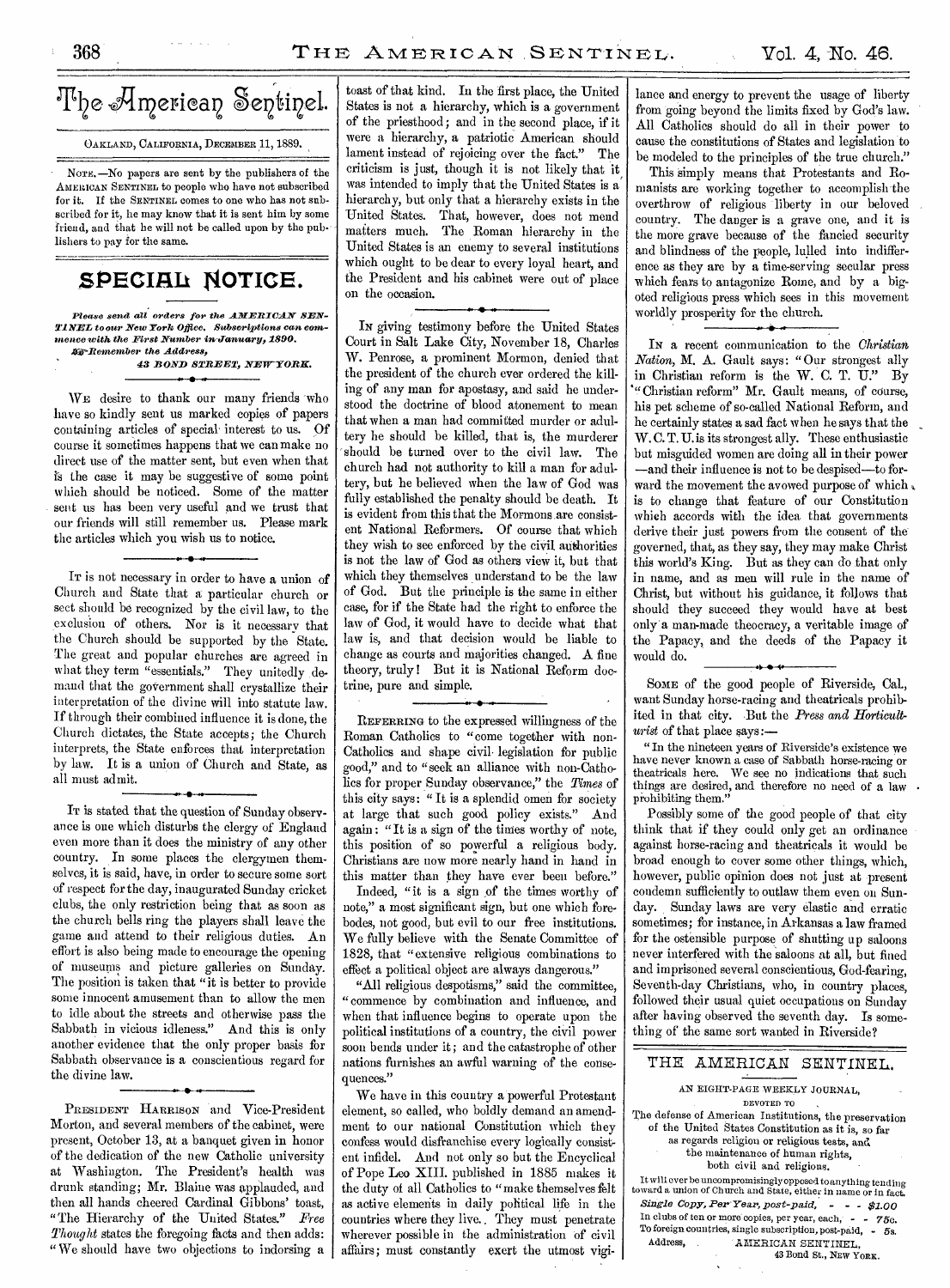# The American Sentinel.

OAKLAND, CALIFORNIA, DECEMBER 11, 1889.

NOTE.—No papers are sent by the publishers of the AMERICAN SENTINEL to people who have not subscribed for it. If the SENTINEL comes to one who has not subscribed for it, he may know that it is sent him by some friend, and that he will not be called upon by the publishers to pay for the same.

## SPECIAL NOTICE.

*Please send all orders for the AMERICAN SENTINEL to our New York Office. Subscriptions can commence with the First Number in January, 1890.*

*Remember the Address,*

*43 BOND STREET, NEW YORK.*

WE desire to thank our many friends who have so kindly sent us marked copies of papers containing articles of special interest to us. Of course it sometimes happens that we can make no direct use of the matter sent, but even when that is the case it may be suggestive of some point which should be noticed. Some of the matter sent us has been very useful and we trust that our friends will still remember us. Please mark the articles which you wish us to notice.

IT is not necessary in order to have a union of Church and State that a particular church or sect should be recognized by the civil law, to the exclusion of others. Nor is it necessary that the Church should be supported by the State. The great and popular churches are agreed in what they term "essentials." They unitedly demand that the government shall crystallize their interpretation of the divine will into statute law. If through their combined influence it is done, the Church dictates, the State accepts; the Church interprets, the State enforces that interpretation by law. It is a union of Church and State, as all must admit.

IT is stated that the question of Sunday observance is one which disturbs the clergy of England even more than it does the ministry of any other country. In some places the clergymen themselves, it is said, have, in order to secure some sort of respect for the day, inaugurated Sunday cricket clubs, the only restriction being that as soon as the church bells ring the players shall leave the game and attend to their religious duties. An effort is also being made to encourage the opening of museums and picture galleries on Sunday. The position is taken that "it is better to provide some innocent amusement than to allow the men to idle about the streets and otherwise pass the Sabbath in vicious idleness." And this is only another evidence that the only proper basis for Sabbath observance is a conscientious regard for the divine law.

PRESIDENT HARRISON and Vice-President Morton, and several members of the cabinet, were present, October 13, at a banquet given in honor of the dedication of the new Catholic university at Washington. The President's health was drunk standing; Mr. Blaine was applauded, and then all hands cheered Cardinal Gibbons' toast, "The Hierarchy of the United States." *Free Thought* states the foregoing facts and then adds: "We should have two objections to indorsing a toast of that kind. In the first place, the United States is not a hierarchy, which is a government of the priesthood; and in the second place, if it were a hierarchy, a patriotic American should lament instead of rejoicing over the fact." The criticism is just, though it is not likely that it was intended to imply that the United States is a hierarchy, but only that a hierarchy exists in the United States. That, however, does not mend matters much. The Roman hierarchy in the United States is an enemy to several institutions which ought to be dear to every loyal heart, and the President and his cabinet were out of place on the occasion.

IN giving testimony before the United States Court in Salt Lake City, November 18, Charles W. Penrose, a prominent Mormon, denied that the president of the church ever ordered the killing of any man for apostasy, and said he understood the doctrine of blood atonement to mean that when a man had committed murder or adultery he should be killed, that is, the murderer should be turned over to the civil law. The church had not authority to kill a man for adultery, but he believed when the law of God was fully established the penalty should be death. It is evident from this that the Mormons are consistent National Reformers. Of course that which they wish to see enforced by the civil authorities is not the law of God as others view it, but that which they themselves understand to be the law of God. But the principle is the same in either case, for if the State had the right to enforce the law of God, it would have to decide what that law is, and that decision would be liable to change as courts and majorities changed. A fine theory, truly! But it is National Reform doctrine, pure and simple.

REFERRING to the expressed willingness of the Roman Catholics to "come together with non-Catholics and shape civil legislation for public good," and to "seek an alliance with non-Catholics for proper Sunday observance," the *Times* of this city says: "It is a splendid omen for society at large that such good policy exists." And again: "It is a sign of the times worthy of note, this position of so powerful a religious body. Christians are now more nearly hand in hand in this matter than they have ever been before."

Indeed, "it is a sign of the times worthy of note," a most significant sign, but one which forebodes, not good, but evil to our free institutions. We fully believe with the Senate Committee of 1828, that "extensive religious combinations to effect a political object are always dangerous."

"All religious despotisms," said the committee, "commence by combination and influence, and when that influence begins to operate upon the political institutions of a country, the civil power soon bends under it; and the catastrophe of other nations furnishes an awful warning of the consequences."

We have in this country a powerful Protestant element, so called, who boldly demand an amendment to our national Constitution which they confess would disfranchise every logically consistent infidel. And not only so but the Encyclical of Pope Leo XIII. published in 1885 makes it the duty of all Catholics to "make themselves felt as active elements in daily political life in the countries where they live. They must penetrate wherever possible in the administration of civil affairs; must constantly exert the utmost vigilance and energy to prevent the usage of liberty from going beyond the limits fixed by God's law. All Catholics should do all in their power to cause the constitutions of States and legislation to be modeled to the principles of the true church."

This simply means that Protestants and Romanists are working together to accomplish the overthrow of religious liberty in our beloved country. The danger is a grave one, and it is the more grave because of the fancied security and blindness of the people, lulled into indifference as they are by a time-serving secular press which fears to antagonize Rome, and by a bigoted religious press which sees in this movement worldly prosperity for the church.

IN a recent communication to the *Christian Nation*, M. A. Gault says: "Our strongest ally in Christian reform is the W. C. T. U." By "Christian reform" Mr. Gault means, of course, his pet scheme of so-called National Reform, and he certainly states a sad fact when he says that the W. C. T. U. is its strongest ally. These enthusiastic but misguided women are doing all in their power—and their influence is not to be despised—to forward the movement the avowed purpose of which is to change that feature of our Constitution which accords with the idea that governments derive their just powers from the consent of the governed, that, as they say, they may make Christ this world's King. But as they can do that only in name, and as men will rule in the name of Christ, but without his guidance, it follows that should they succeed they would have at best only a man-made theocracy, a veritable image of the Papacy, and the deeds of the Papacy it would do.

SOME of the good people of Riverside, Cal., want Sunday horse-racing and theatricals prohibited in that city. But the *Press and Horticulturist* of that place says:—

"In the nineteen years of Riverside's existence we have never known a case of Sabbath horse-racing or theatricals here. We see no indications that such things are desired, and therefore no need of a law prohibiting them."

Possibly some of the good people of that city think that if they could only get an ordinance against horse-racing and theatricals it would be broad enough to cover some other things, which, however, public opinion does not just at present condemn sufficiently to outlaw them even on Sunday. Sunday laws are very elastic and erratic sometimes; for instance, in Arkansas a law framed for the ostensible purpose of shutting up saloons never interfered with the saloons at all, but fined and imprisoned several conscientious, God-fearing, Seventh-day Christians, who, in country places, followed their usual quiet occupations on Sunday after having observed the seventh day. Is something of the same sort wanted in Riverside?

## THE AMERICAN SENTINEL.

AN EIGHT-PAGE WEEKLY JOURNAL,

DEVOTED TO

The defense of American Institutions, the preservation of the United States Constitution as it is, so far as regards religion or religious tests, and the maintenance of human rights, both civil and religious.

It will ever be uncompromisingly opposed to anything tending toward a union of Church and State, either in name or in fact.

*Single Copy, Per Year, post-paid, - - - $1.00*

In clubs of ten or more copies, per year, each, - - 75c.

To foreign countries, single subscription, post-paid, - 5s.

Address, AMERICAN SENTINEL,
43 Bond St., NEW YORK.